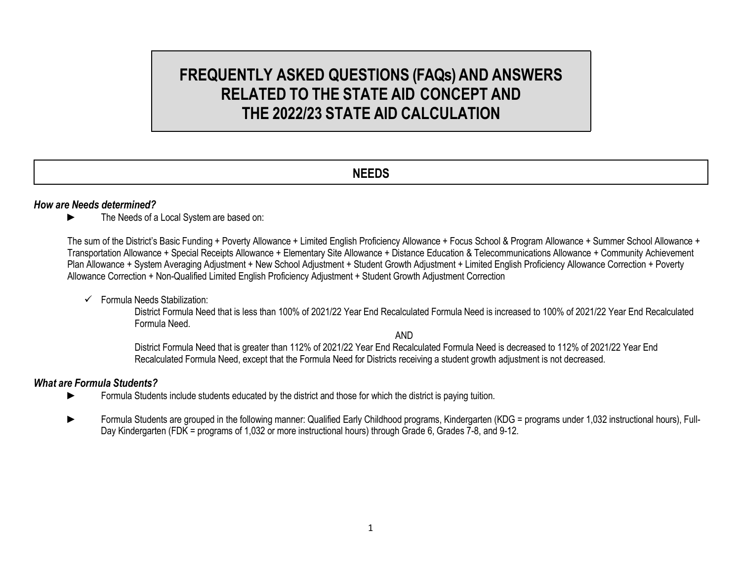# FREQUENTLY ASKED QUESTIONS (FAQs) AND ANSWERS RELATED TO THE STATE AID CONCEPT AND THE 2022/23 STATE AID CALCULATION

## NEEDS

### *How are Needs determined?*

- The Needs of a Local System are based on:

The sum of the District's Basic Funding + Poverty Allowance + Limited English Proficiency Allowance + Focus School & Program Allowance + Summer School Allowance + Transportation Allowance + Special Receipts Allowance + Elementary Site Allowance + Distance Education & Telecommunications Allowance + Community Achievement Plan Allowance + System Averaging Adjustment + New School Adjustment + Student Growth Adjustment + Limited English Proficiency Allowance Correction + Poverty Allowance Correction + Non-Qualified Limited English Proficiency Adjustment + Student Growth Adjustment Correction

- ✓ Formula Needs Stabilization:

  District Formula Need that is less than 100% of 2021/22 Year End Recalculated Formula Need is increased to 100% of 2021/22 Year End Recalculated Formula Need.

  AND

  District Formula Need that is greater than 112% of 2021/22 Year End Recalculated Formula Need is decreased to 112% of 2021/22 Year End Recalculated Formula Need, except that the Formula Need for Districts receiving a student growth adjustment is not decreased.

### *What are Formula Students?*

- Formula Students include students educated by the district and those for which the district is paying tuition.
- Formula Students are grouped in the following manner: Qualified Early Childhood programs, Kindergarten (KDG = programs under 1,032 instructional hours), Full-Day Kindergarten (FDK = programs of 1,032 or more instructional hours) through Grade 6, Grades 7-8, and 9-12.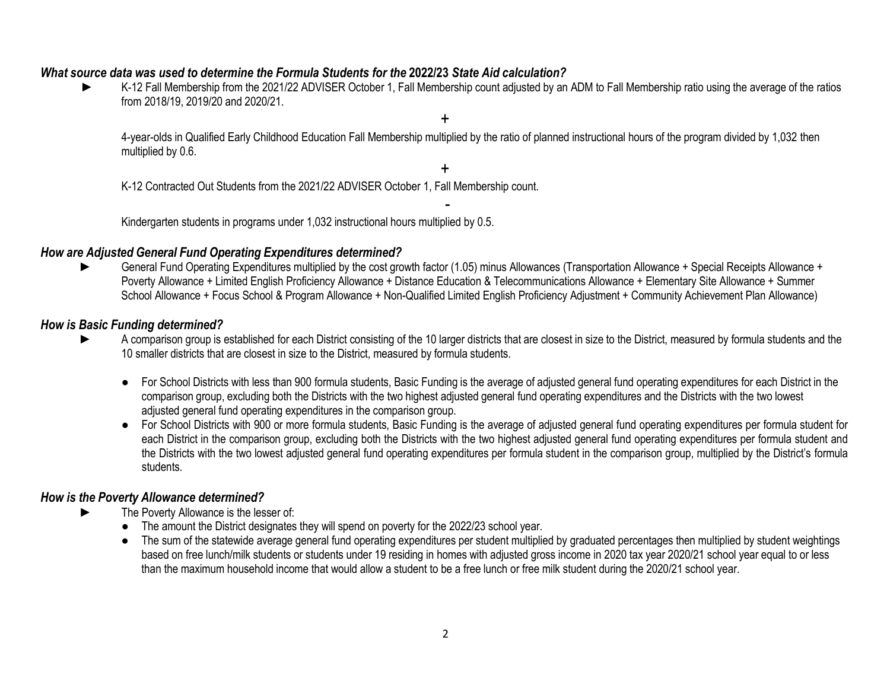### *What source data was used to determine the Formula Students for the **2022/23** State Aid calculation?*

- K-12 Fall Membership from the 2021/22 ADVISER October 1, Fall Membership count adjusted by an ADM to Fall Membership ratio using the average of the ratios from 2018/19, 2019/20 and 2020/21.

  **+**

  4-year-olds in Qualified Early Childhood Education Fall Membership multiplied by the ratio of planned instructional hours of the program divided by 1,032 then multiplied by 0.6.

  **+**

  K-12 Contracted Out Students from the 2021/22 ADVISER October 1, Fall Membership count.

  **-**

  Kindergarten students in programs under 1,032 instructional hours multiplied by 0.5.

### *How are Adjusted General Fund Operating Expenditures determined?*

- General Fund Operating Expenditures multiplied by the cost growth factor (1.05) minus Allowances (Transportation Allowance + Special Receipts Allowance + Poverty Allowance + Limited English Proficiency Allowance + Distance Education & Telecommunications Allowance + Elementary Site Allowance + Summer School Allowance + Focus School & Program Allowance + Non-Qualified Limited English Proficiency Adjustment + Community Achievement Plan Allowance)

### *How is Basic Funding determined?*

- A comparison group is established for each District consisting of the 10 larger districts that are closest in size to the District, measured by formula students and the 10 smaller districts that are closest in size to the District, measured by formula students.
  - For School Districts with less than 900 formula students, Basic Funding is the average of adjusted general fund operating expenditures for each District in the comparison group, excluding both the Districts with the two highest adjusted general fund operating expenditures and the Districts with the two lowest adjusted general fund operating expenditures in the comparison group.
  - For School Districts with 900 or more formula students, Basic Funding is the average of adjusted general fund operating expenditures per formula student for each District in the comparison group, excluding both the Districts with the two highest adjusted general fund operating expenditures per formula student and the Districts with the two lowest adjusted general fund operating expenditures per formula student in the comparison group, multiplied by the District's formula students.

### *How is the Poverty Allowance determined?*

- The Poverty Allowance is the lesser of:
  - The amount the District designates they will spend on poverty for the 2022/23 school year.
  - The sum of the statewide average general fund operating expenditures per student multiplied by graduated percentages then multiplied by student weightings based on free lunch/milk students or students under 19 residing in homes with adjusted gross income in 2020 tax year 2020/21 school year equal to or less than the maximum household income that would allow a student to be a free lunch or free milk student during the 2020/21 school year.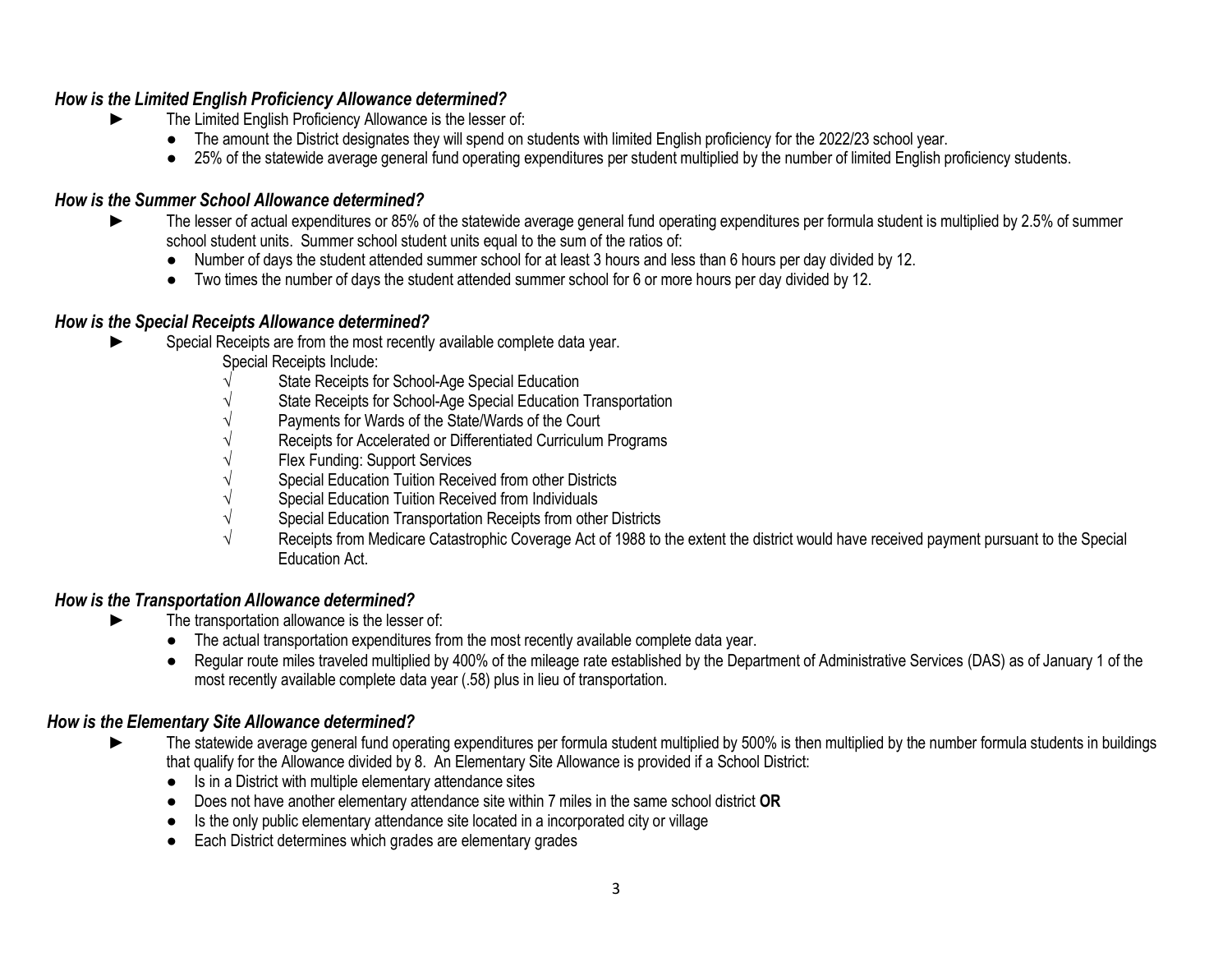### *How is the Limited English Proficiency Allowance determined?*

- The Limited English Proficiency Allowance is the lesser of:
  - The amount the District designates they will spend on students with limited English proficiency for the 2022/23 school year.
  - 25% of the statewide average general fund operating expenditures per student multiplied by the number of limited English proficiency students.

### *How is the Summer School Allowance determined?*

- The lesser of actual expenditures or 85% of the statewide average general fund operating expenditures per formula student is multiplied by 2.5% of summer school student units. Summer school student units equal to the sum of the ratios of:
  - Number of days the student attended summer school for at least 3 hours and less than 6 hours per day divided by 12.
  - Two times the number of days the student attended summer school for 6 or more hours per day divided by 12.

### *How is the Special Receipts Allowance determined?*

- Special Receipts are from the most recently available complete data year.

  Special Receipts Include:

  - √ State Receipts for School-Age Special Education
  - √ State Receipts for School-Age Special Education Transportation
  - √ Payments for Wards of the State/Wards of the Court
  - √ Receipts for Accelerated or Differentiated Curriculum Programs
  - √ Flex Funding: Support Services
  - √ Special Education Tuition Received from other Districts
  - √ Special Education Tuition Received from Individuals
  - √ Special Education Transportation Receipts from other Districts
  - √ Receipts from Medicare Catastrophic Coverage Act of 1988 to the extent the district would have received payment pursuant to the Special Education Act.

### *How is the Transportation Allowance determined?*

- The transportation allowance is the lesser of:
  - The actual transportation expenditures from the most recently available complete data year.
  - Regular route miles traveled multiplied by 400% of the mileage rate established by the Department of Administrative Services (DAS) as of January 1 of the most recently available complete data year (.58) plus in lieu of transportation.

### *How is the Elementary Site Allowance determined?*

- The statewide average general fund operating expenditures per formula student multiplied by 500% is then multiplied by the number formula students in buildings that qualify for the Allowance divided by 8. An Elementary Site Allowance is provided if a School District:
  - Is in a District with multiple elementary attendance sites
  - Does not have another elementary attendance site within 7 miles in the same school district **OR**
  - Is the only public elementary attendance site located in a incorporated city or village
  - Each District determines which grades are elementary grades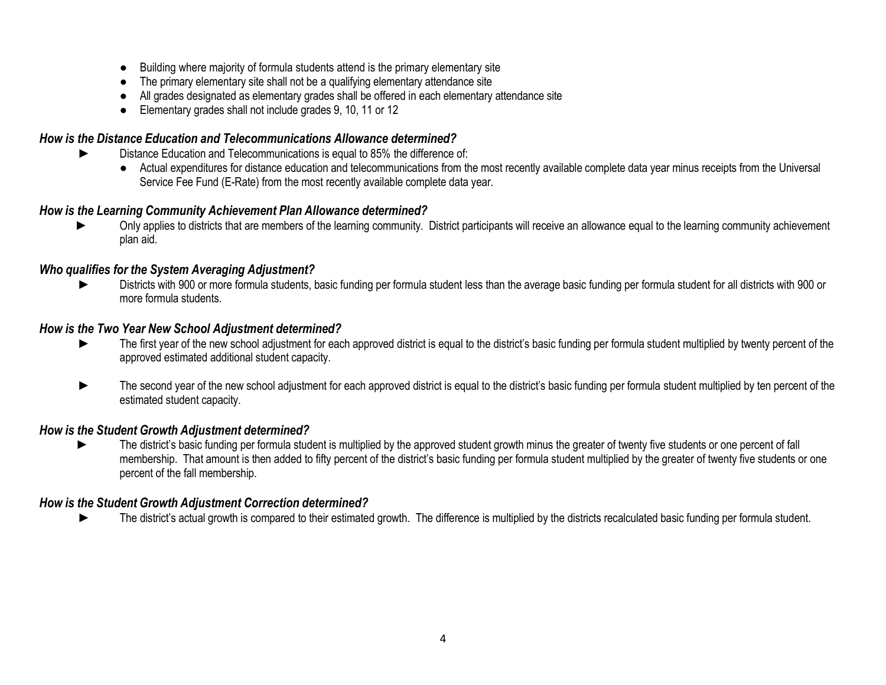- Building where majority of formula students attend is the primary elementary site
- The primary elementary site shall not be a qualifying elementary attendance site
- All grades designated as elementary grades shall be offered in each elementary attendance site
- Elementary grades shall not include grades 9, 10, 11 or 12

### *How is the Distance Education and Telecommunications Allowance determined?*

► Distance Education and Telecommunications is equal to 85% the difference of:

- Actual expenditures for distance education and telecommunications from the most recently available complete data year minus receipts from the Universal Service Fee Fund (E-Rate) from the most recently available complete data year.

### *How is the Learning Community Achievement Plan Allowance determined?*

► Only applies to districts that are members of the learning community. District participants will receive an allowance equal to the learning community achievement plan aid.

### *Who qualifies for the System Averaging Adjustment?*

► Districts with 900 or more formula students, basic funding per formula student less than the average basic funding per formula student for all districts with 900 or more formula students.

### *How is the Two Year New School Adjustment determined?*

► The first year of the new school adjustment for each approved district is equal to the district's basic funding per formula student multiplied by twenty percent of the approved estimated additional student capacity.

► The second year of the new school adjustment for each approved district is equal to the district's basic funding per formula student multiplied by ten percent of the estimated student capacity.

### *How is the Student Growth Adjustment determined?*

► The district's basic funding per formula student is multiplied by the approved student growth minus the greater of twenty five students or one percent of fall membership. That amount is then added to fifty percent of the district's basic funding per formula student multiplied by the greater of twenty five students or one percent of the fall membership.

### *How is the Student Growth Adjustment Correction determined?*

► The district's actual growth is compared to their estimated growth. The difference is multiplied by the districts recalculated basic funding per formula student.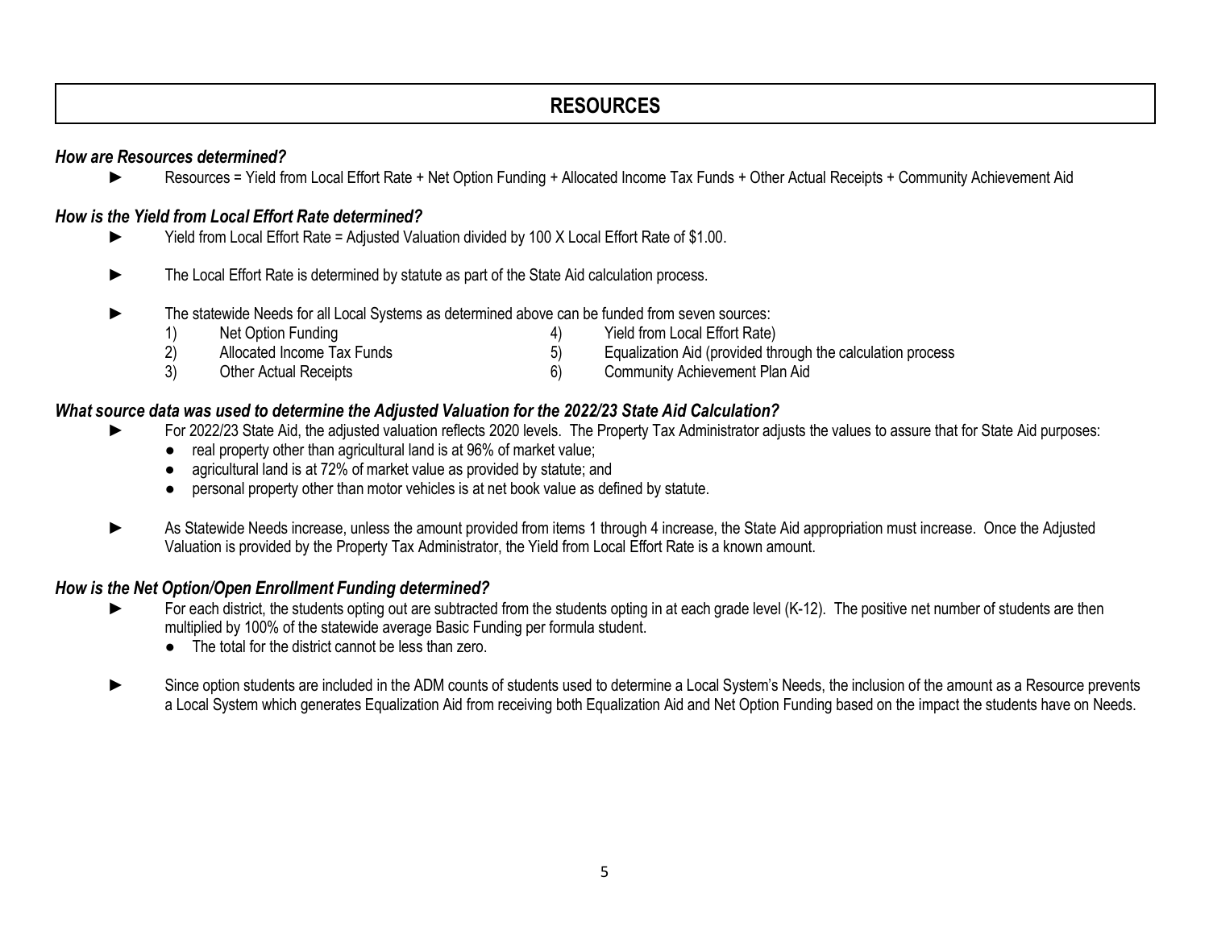# RESOURCES

***How are Resources determined?***

- ► Resources = Yield from Local Effort Rate + Net Option Funding + Allocated Income Tax Funds + Other Actual Receipts + Community Achievement Aid

***How is the Yield from Local Effort Rate determined?***

- ► Yield from Local Effort Rate = Adjusted Valuation divided by 100 X Local Effort Rate of $1.00.

- ► The Local Effort Rate is determined by statute as part of the State Aid calculation process.

- ► The statewide Needs for all Local Systems as determined above can be funded from seven sources:
  1) Net Option Funding
  2) Allocated Income Tax Funds
  3) Other Actual Receipts
  4) Yield from Local Effort Rate)
  5) Equalization Aid (provided through the calculation process
  6) Community Achievement Plan Aid

***What source data was used to determine the Adjusted Valuation for the 2022/23 State Aid Calculation?***

- ► For 2022/23 State Aid, the adjusted valuation reflects 2020 levels. The Property Tax Administrator adjusts the values to assure that for State Aid purposes:
  - real property other than agricultural land is at 96% of market value;
  - agricultural land is at 72% of market value as provided by statute; and
  - personal property other than motor vehicles is at net book value as defined by statute.

- ► As Statewide Needs increase, unless the amount provided from items 1 through 4 increase, the State Aid appropriation must increase. Once the Adjusted Valuation is provided by the Property Tax Administrator, the Yield from Local Effort Rate is a known amount.

***How is the Net Option/Open Enrollment Funding determined?***

- ► For each district, the students opting out are subtracted from the students opting in at each grade level (K-12). The positive net number of students are then multiplied by 100% of the statewide average Basic Funding per formula student.
  - The total for the district cannot be less than zero.

- ► Since option students are included in the ADM counts of students used to determine a Local System's Needs, the inclusion of the amount as a Resource prevents a Local System which generates Equalization Aid from receiving both Equalization Aid and Net Option Funding based on the impact the students have on Needs.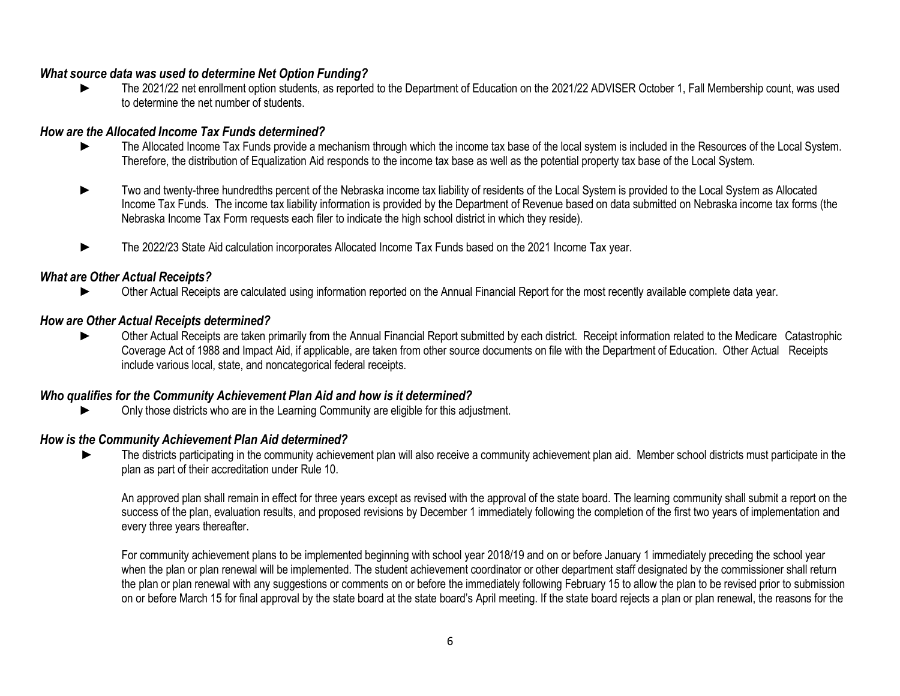***What source data was used to determine Net Option Funding?***

- ► The 2021/22 net enrollment option students, as reported to the Department of Education on the 2021/22 ADVISER October 1, Fall Membership count, was used to determine the net number of students.

***How are the Allocated Income Tax Funds determined?***

- ► The Allocated Income Tax Funds provide a mechanism through which the income tax base of the local system is included in the Resources of the Local System. Therefore, the distribution of Equalization Aid responds to the income tax base as well as the potential property tax base of the Local System.

- ► Two and twenty-three hundredths percent of the Nebraska income tax liability of residents of the Local System is provided to the Local System as Allocated Income Tax Funds. The income tax liability information is provided by the Department of Revenue based on data submitted on Nebraska income tax forms (the Nebraska Income Tax Form requests each filer to indicate the high school district in which they reside).

- ► The 2022/23 State Aid calculation incorporates Allocated Income Tax Funds based on the 2021 Income Tax year.

***What are Other Actual Receipts?***

- ► Other Actual Receipts are calculated using information reported on the Annual Financial Report for the most recently available complete data year.

***How are Other Actual Receipts determined?***

- ► Other Actual Receipts are taken primarily from the Annual Financial Report submitted by each district. Receipt information related to the Medicare Catastrophic Coverage Act of 1988 and Impact Aid, if applicable, are taken from other source documents on file with the Department of Education. Other Actual Receipts include various local, state, and noncategorical federal receipts.

***Who qualifies for the Community Achievement Plan Aid and how is it determined?***

- ► Only those districts who are in the Learning Community are eligible for this adjustment.

***How is the Community Achievement Plan Aid determined?***

- ► The districts participating in the community achievement plan will also receive a community achievement plan aid. Member school districts must participate in the plan as part of their accreditation under Rule 10.

  An approved plan shall remain in effect for three years except as revised with the approval of the state board. The learning community shall submit a report on the success of the plan, evaluation results, and proposed revisions by December 1 immediately following the completion of the first two years of implementation and every three years thereafter.

  For community achievement plans to be implemented beginning with school year 2018/19 and on or before January 1 immediately preceding the school year when the plan or plan renewal will be implemented. The student achievement coordinator or other department staff designated by the commissioner shall return the plan or plan renewal with any suggestions or comments on or before the immediately following February 15 to allow the plan to be revised prior to submission on or before March 15 for final approval by the state board at the state board's April meeting. If the state board rejects a plan or plan renewal, the reasons for the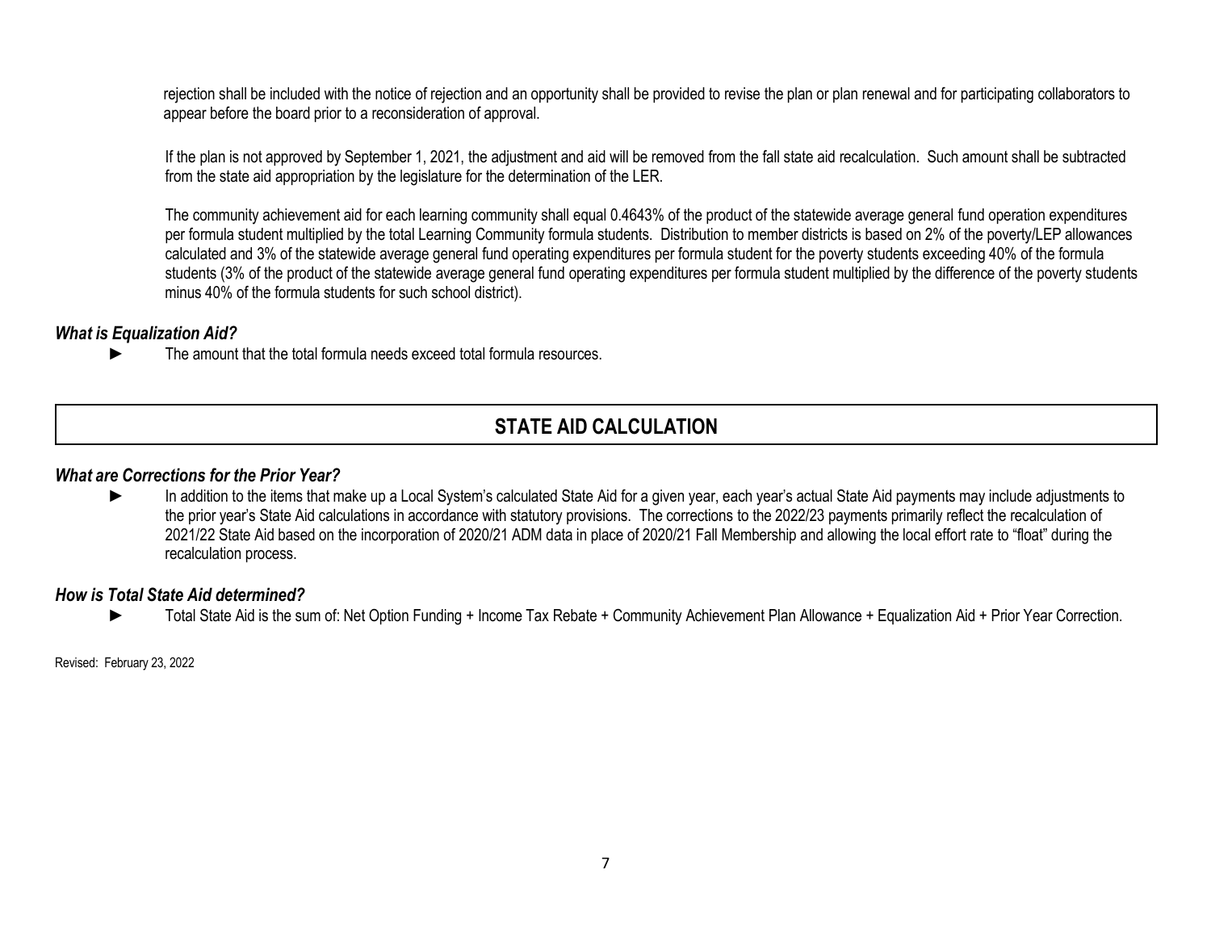rejection shall be included with the notice of rejection and an opportunity shall be provided to revise the plan or plan renewal and for participating collaborators to appear before the board prior to a reconsideration of approval.

If the plan is not approved by September 1, 2021, the adjustment and aid will be removed from the fall state aid recalculation. Such amount shall be subtracted from the state aid appropriation by the legislature for the determination of the LER.

The community achievement aid for each learning community shall equal 0.4643% of the product of the statewide average general fund operation expenditures per formula student multiplied by the total Learning Community formula students. Distribution to member districts is based on 2% of the poverty/LEP allowances calculated and 3% of the statewide average general fund operating expenditures per formula student for the poverty students exceeding 40% of the formula students (3% of the product of the statewide average general fund operating expenditures per formula student multiplied by the difference of the poverty students minus 40% of the formula students for such school district).

### *What is Equalization Aid?*

- The amount that the total formula needs exceed total formula resources.

## STATE AID CALCULATION

### *What are Corrections for the Prior Year?*

- In addition to the items that make up a Local System's calculated State Aid for a given year, each year's actual State Aid payments may include adjustments to the prior year's State Aid calculations in accordance with statutory provisions. The corrections to the 2022/23 payments primarily reflect the recalculation of 2021/22 State Aid based on the incorporation of 2020/21 ADM data in place of 2020/21 Fall Membership and allowing the local effort rate to "float" during the recalculation process.

### *How is Total State Aid determined?*

- Total State Aid is the sum of: Net Option Funding + Income Tax Rebate + Community Achievement Plan Allowance + Equalization Aid + Prior Year Correction.

Revised: February 23, 2022